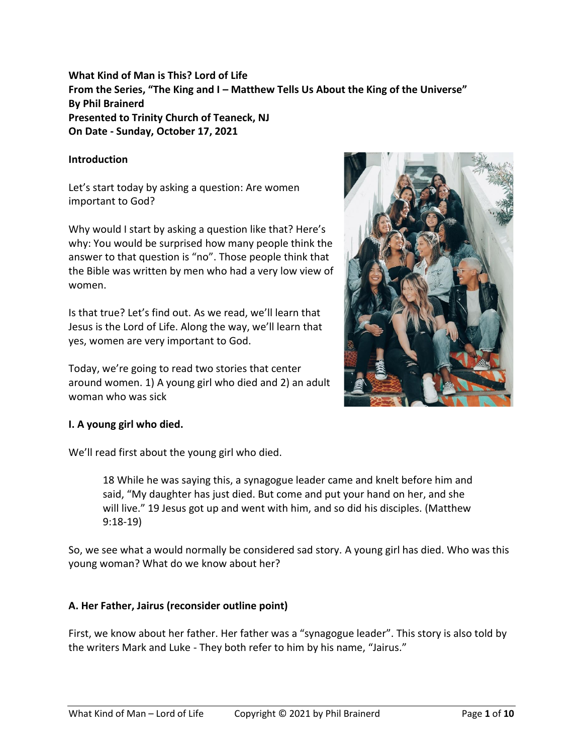**What Kind of Man is This? Lord of Life**
**From the Series, "The King and I – Matthew Tells Us About the King of the Universe"**
**By Phil Brainerd**
**Presented to Trinity Church of Teaneck, NJ**
**On Date - Sunday, October 17, 2021**

## Introduction

Let's start today by asking a question: Are women important to God?

Why would I start by asking a question like that? Here's why: You would be surprised how many people think the answer to that question is "no". Those people think that the Bible was written by men who had a very low view of women.

Is that true? Let's find out. As we read, we'll learn that Jesus is the Lord of Life. Along the way, we'll learn that yes, women are very important to God.

Today, we're going to read two stories that center around women. 1) A young girl who died and 2) an adult woman who was sick

## I. A young girl who died.

We'll read first about the young girl who died.

> 18 While he was saying this, a synagogue leader came and knelt before him and said, "My daughter has just died. But come and put your hand on her, and she will live." 19 Jesus got up and went with him, and so did his disciples. (Matthew 9:18-19)

So, we see what a would normally be considered sad story. A young girl has died. Who was this young woman? What do we know about her?

### A. Her Father, Jairus (reconsider outline point)

First, we know about her father. Her father was a "synagogue leader". This story is also told by the writers Mark and Luke - They both refer to him by his name, "Jairus."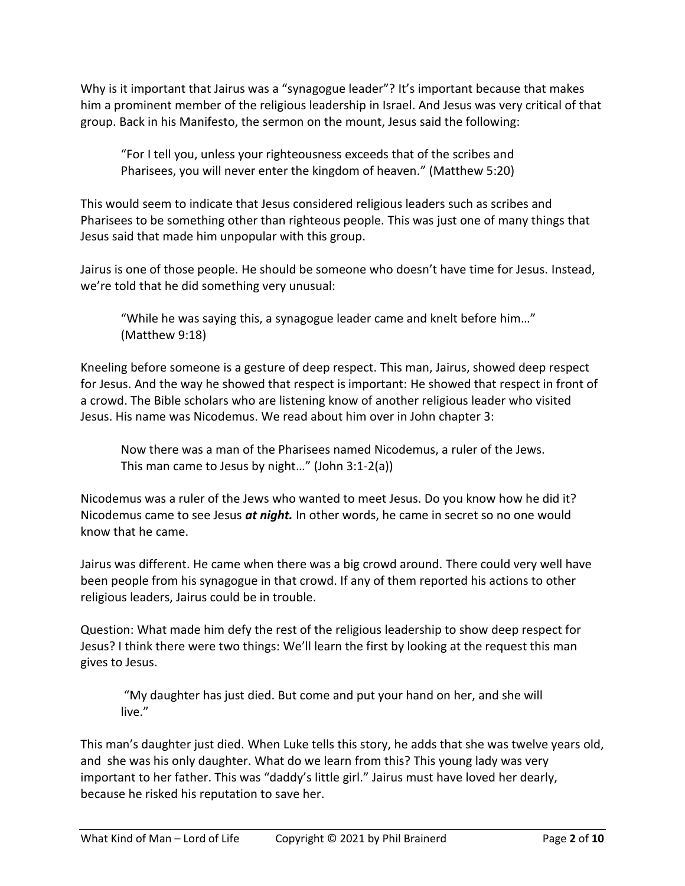Why is it important that Jairus was a "synagogue leader"? It's important because that makes him a prominent member of the religious leadership in Israel. And Jesus was very critical of that group. Back in his Manifesto, the sermon on the mount, Jesus said the following:

> "For I tell you, unless your righteousness exceeds that of the scribes and Pharisees, you will never enter the kingdom of heaven." (Matthew 5:20)

This would seem to indicate that Jesus considered religious leaders such as scribes and Pharisees to be something other than righteous people. This was just one of many things that Jesus said that made him unpopular with this group.

Jairus is one of those people. He should be someone who doesn't have time for Jesus. Instead, we're told that he did something very unusual:

> "While he was saying this, a synagogue leader came and knelt before him…" (Matthew 9:18)

Kneeling before someone is a gesture of deep respect. This man, Jairus, showed deep respect for Jesus. And the way he showed that respect is important: He showed that respect in front of a crowd. The Bible scholars who are listening know of another religious leader who visited Jesus. His name was Nicodemus. We read about him over in John chapter 3:

> Now there was a man of the Pharisees named Nicodemus, a ruler of the Jews. This man came to Jesus by night…" (John 3:1-2(a))

Nicodemus was a ruler of the Jews who wanted to meet Jesus. Do you know how he did it? Nicodemus came to see Jesus ***at night.*** In other words, he came in secret so no one would know that he came.

Jairus was different. He came when there was a big crowd around. There could very well have been people from his synagogue in that crowd. If any of them reported his actions to other religious leaders, Jairus could be in trouble.

Question: What made him defy the rest of the religious leadership to show deep respect for Jesus? I think there were two things: We'll learn the first by looking at the request this man gives to Jesus.

> "My daughter has just died. But come and put your hand on her, and she will live."

This man's daughter just died. When Luke tells this story, he adds that she was twelve years old, and she was his only daughter. What do we learn from this? This young lady was very important to her father. This was "daddy's little girl." Jairus must have loved her dearly, because he risked his reputation to save her.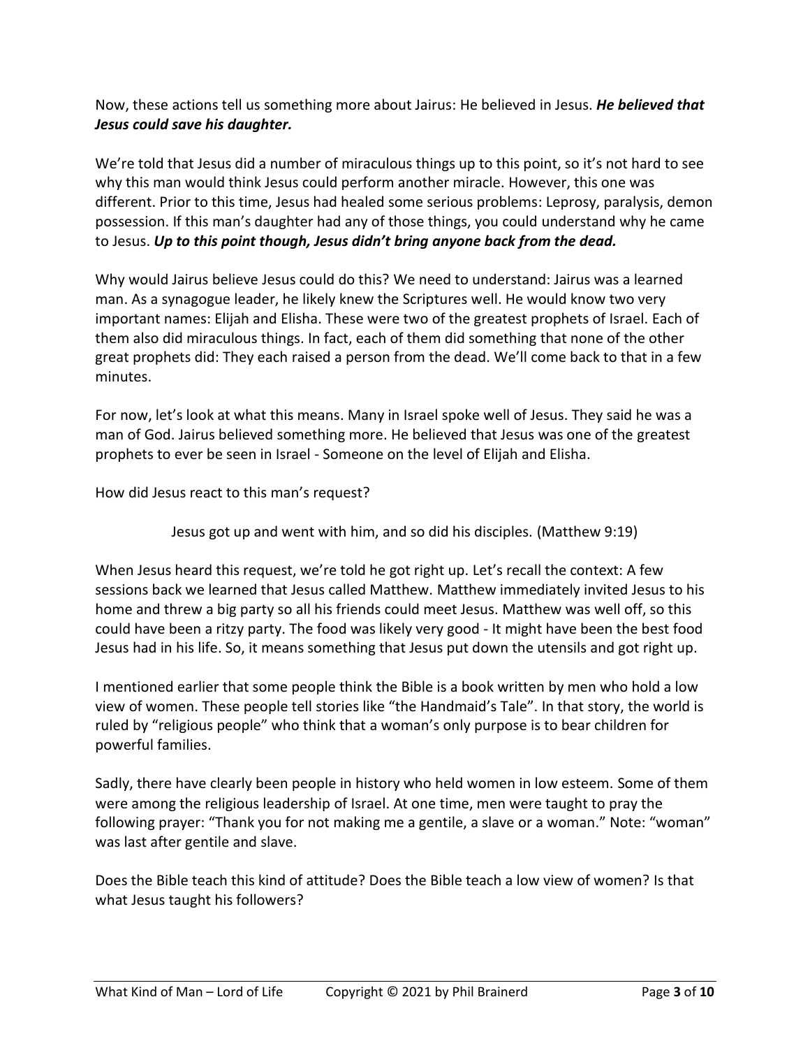Now, these actions tell us something more about Jairus: He believed in Jesus. ***He believed that Jesus could save his daughter.***

We're told that Jesus did a number of miraculous things up to this point, so it's not hard to see why this man would think Jesus could perform another miracle. However, this one was different. Prior to this time, Jesus had healed some serious problems: Leprosy, paralysis, demon possession. If this man's daughter had any of those things, you could understand why he came to Jesus. ***Up to this point though, Jesus didn't bring anyone back from the dead.***

Why would Jairus believe Jesus could do this? We need to understand: Jairus was a learned man. As a synagogue leader, he likely knew the Scriptures well. He would know two very important names: Elijah and Elisha. These were two of the greatest prophets of Israel. Each of them also did miraculous things. In fact, each of them did something that none of the other great prophets did: They each raised a person from the dead. We'll come back to that in a few minutes.

For now, let's look at what this means. Many in Israel spoke well of Jesus. They said he was a man of God. Jairus believed something more. He believed that Jesus was one of the greatest prophets to ever be seen in Israel - Someone on the level of Elijah and Elisha.

How did Jesus react to this man's request?

> Jesus got up and went with him, and so did his disciples. (Matthew 9:19)

When Jesus heard this request, we're told he got right up. Let's recall the context: A few sessions back we learned that Jesus called Matthew. Matthew immediately invited Jesus to his home and threw a big party so all his friends could meet Jesus. Matthew was well off, so this could have been a ritzy party. The food was likely very good - It might have been the best food Jesus had in his life. So, it means something that Jesus put down the utensils and got right up.

I mentioned earlier that some people think the Bible is a book written by men who hold a low view of women. These people tell stories like "the Handmaid's Tale". In that story, the world is ruled by "religious people" who think that a woman's only purpose is to bear children for powerful families.

Sadly, there have clearly been people in history who held women in low esteem. Some of them were among the religious leadership of Israel. At one time, men were taught to pray the following prayer: "Thank you for not making me a gentile, a slave or a woman." Note: "woman" was last after gentile and slave.

Does the Bible teach this kind of attitude? Does the Bible teach a low view of women? Is that what Jesus taught his followers?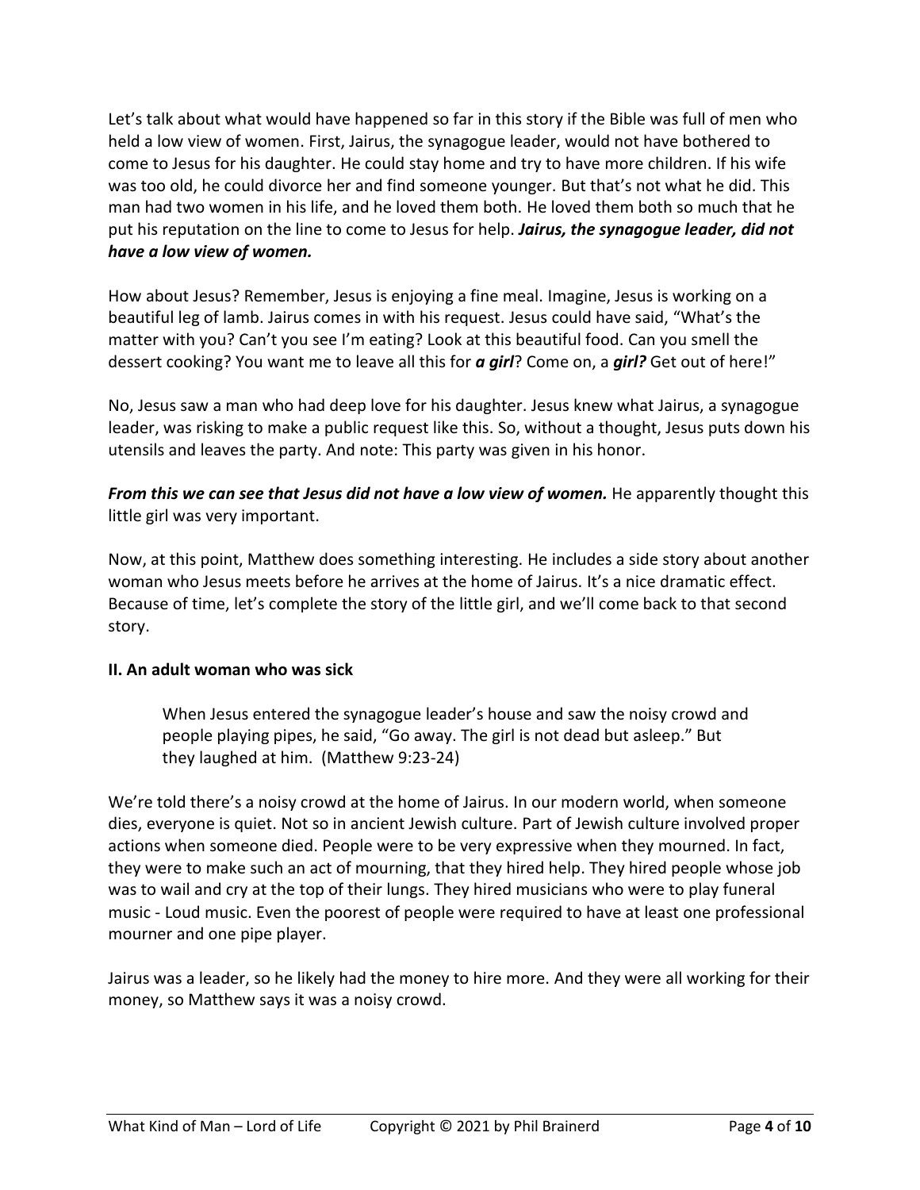Let's talk about what would have happened so far in this story if the Bible was full of men who held a low view of women. First, Jairus, the synagogue leader, would not have bothered to come to Jesus for his daughter. He could stay home and try to have more children. If his wife was too old, he could divorce her and find someone younger. But that's not what he did. This man had two women in his life, and he loved them both. He loved them both so much that he put his reputation on the line to come to Jesus for help. ***Jairus, the synagogue leader, did not have a low view of women.***

How about Jesus? Remember, Jesus is enjoying a fine meal. Imagine, Jesus is working on a beautiful leg of lamb. Jairus comes in with his request. Jesus could have said, "What's the matter with you? Can't you see I'm eating? Look at this beautiful food. Can you smell the dessert cooking? You want me to leave all this for ***a girl***? Come on, a ***girl?*** Get out of here!"

No, Jesus saw a man who had deep love for his daughter. Jesus knew what Jairus, a synagogue leader, was risking to make a public request like this. So, without a thought, Jesus puts down his utensils and leaves the party. And note: This party was given in his honor.

***From this we can see that Jesus did not have a low view of women.*** He apparently thought this little girl was very important.

Now, at this point, Matthew does something interesting. He includes a side story about another woman who Jesus meets before he arrives at the home of Jairus. It's a nice dramatic effect. Because of time, let's complete the story of the little girl, and we'll come back to that second story.

**II. An adult woman who was sick**

> When Jesus entered the synagogue leader's house and saw the noisy crowd and people playing pipes, he said, "Go away. The girl is not dead but asleep." But they laughed at him. (Matthew 9:23-24)

We're told there's a noisy crowd at the home of Jairus. In our modern world, when someone dies, everyone is quiet. Not so in ancient Jewish culture. Part of Jewish culture involved proper actions when someone died. People were to be very expressive when they mourned. In fact, they were to make such an act of mourning, that they hired help. They hired people whose job was to wail and cry at the top of their lungs. They hired musicians who were to play funeral music - Loud music. Even the poorest of people were required to have at least one professional mourner and one pipe player.

Jairus was a leader, so he likely had the money to hire more. And they were all working for their money, so Matthew says it was a noisy crowd.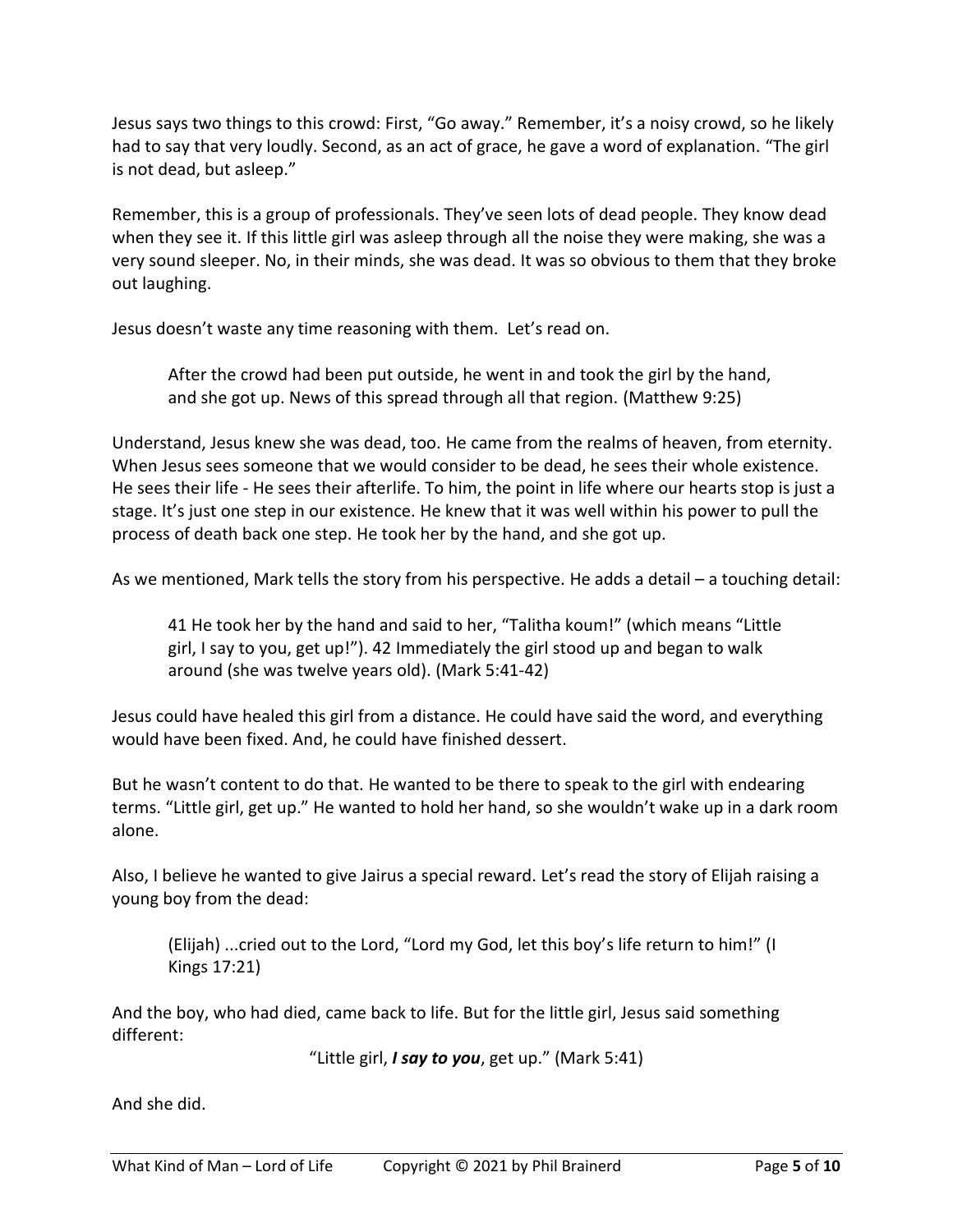Jesus says two things to this crowd: First, "Go away." Remember, it's a noisy crowd, so he likely had to say that very loudly. Second, as an act of grace, he gave a word of explanation. "The girl is not dead, but asleep."

Remember, this is a group of professionals. They've seen lots of dead people. They know dead when they see it. If this little girl was asleep through all the noise they were making, she was a very sound sleeper. No, in their minds, she was dead. It was so obvious to them that they broke out laughing.

Jesus doesn't waste any time reasoning with them. Let's read on.

> After the crowd had been put outside, he went in and took the girl by the hand, and she got up. News of this spread through all that region. (Matthew 9:25)

Understand, Jesus knew she was dead, too. He came from the realms of heaven, from eternity. When Jesus sees someone that we would consider to be dead, he sees their whole existence. He sees their life - He sees their afterlife. To him, the point in life where our hearts stop is just a stage. It's just one step in our existence. He knew that it was well within his power to pull the process of death back one step. He took her by the hand, and she got up.

As we mentioned, Mark tells the story from his perspective. He adds a detail – a touching detail:

> 41 He took her by the hand and said to her, "Talitha koum!" (which means "Little girl, I say to you, get up!"). 42 Immediately the girl stood up and began to walk around (she was twelve years old). (Mark 5:41-42)

Jesus could have healed this girl from a distance. He could have said the word, and everything would have been fixed. And, he could have finished dessert.

But he wasn't content to do that. He wanted to be there to speak to the girl with endearing terms. "Little girl, get up." He wanted to hold her hand, so she wouldn't wake up in a dark room alone.

Also, I believe he wanted to give Jairus a special reward. Let's read the story of Elijah raising a young boy from the dead:

> (Elijah) ...cried out to the Lord, "Lord my God, let this boy's life return to him!" (I Kings 17:21)

And the boy, who had died, came back to life. But for the little girl, Jesus said something different:

"Little girl, ***I say to you***, get up." (Mark 5:41)

And she did.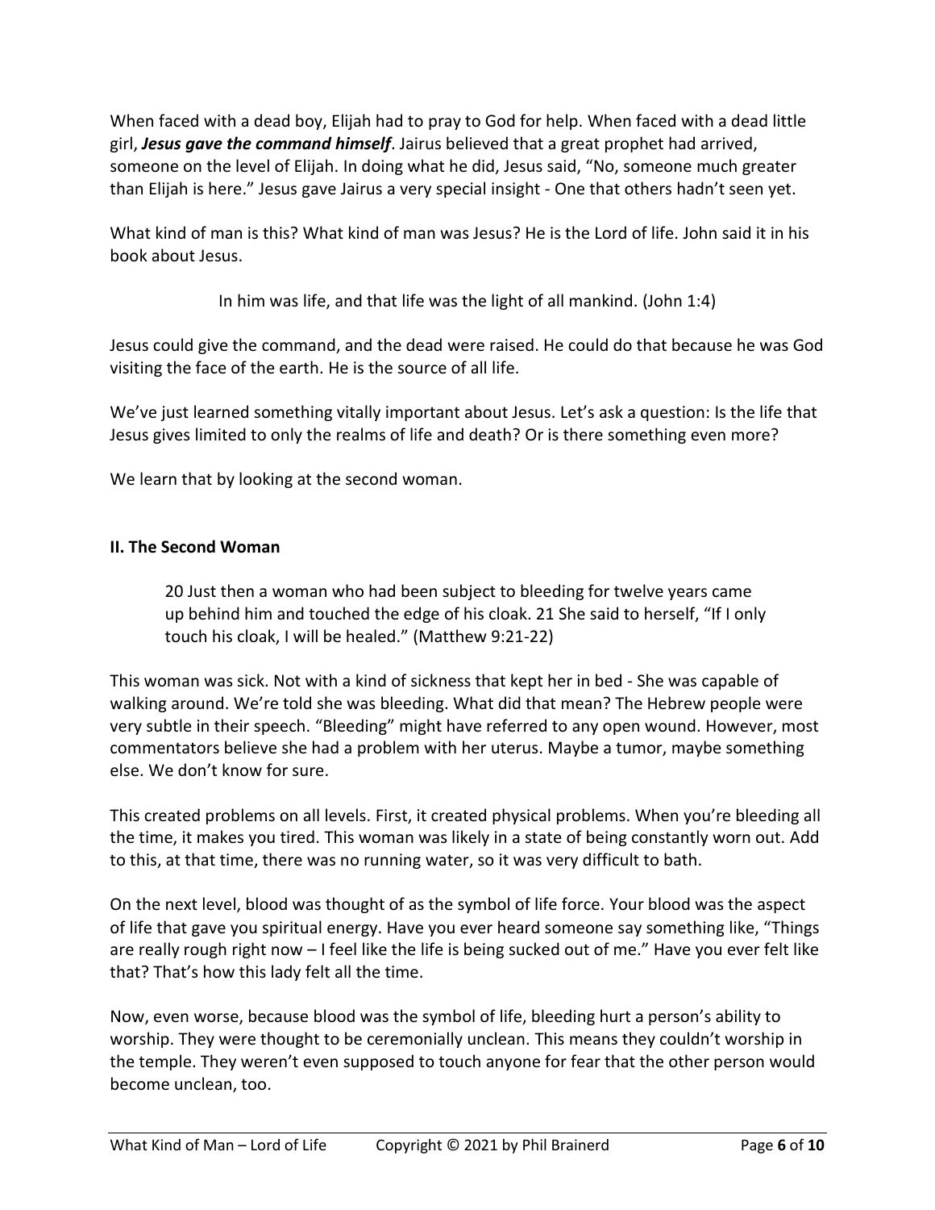When faced with a dead boy, Elijah had to pray to God for help. When faced with a dead little girl, ***Jesus gave the command himself***. Jairus believed that a great prophet had arrived, someone on the level of Elijah. In doing what he did, Jesus said, "No, someone much greater than Elijah is here." Jesus gave Jairus a very special insight - One that others hadn't seen yet.

What kind of man is this? What kind of man was Jesus? He is the Lord of life. John said it in his book about Jesus.

> In him was life, and that life was the light of all mankind. (John 1:4)

Jesus could give the command, and the dead were raised. He could do that because he was God visiting the face of the earth. He is the source of all life.

We've just learned something vitally important about Jesus. Let's ask a question: Is the life that Jesus gives limited to only the realms of life and death? Or is there something even more?

We learn that by looking at the second woman.

### II. The Second Woman

> 20 Just then a woman who had been subject to bleeding for twelve years came up behind him and touched the edge of his cloak. 21 She said to herself, "If I only touch his cloak, I will be healed." (Matthew 9:21-22)

This woman was sick. Not with a kind of sickness that kept her in bed - She was capable of walking around. We're told she was bleeding. What did that mean? The Hebrew people were very subtle in their speech. "Bleeding" might have referred to any open wound. However, most commentators believe she had a problem with her uterus. Maybe a tumor, maybe something else. We don't know for sure.

This created problems on all levels. First, it created physical problems. When you're bleeding all the time, it makes you tired. This woman was likely in a state of being constantly worn out. Add to this, at that time, there was no running water, so it was very difficult to bath.

On the next level, blood was thought of as the symbol of life force. Your blood was the aspect of life that gave you spiritual energy. Have you ever heard someone say something like, "Things are really rough right now – I feel like the life is being sucked out of me." Have you ever felt like that? That's how this lady felt all the time.

Now, even worse, because blood was the symbol of life, bleeding hurt a person's ability to worship. They were thought to be ceremonially unclean. This means they couldn't worship in the temple. They weren't even supposed to touch anyone for fear that the other person would become unclean, too.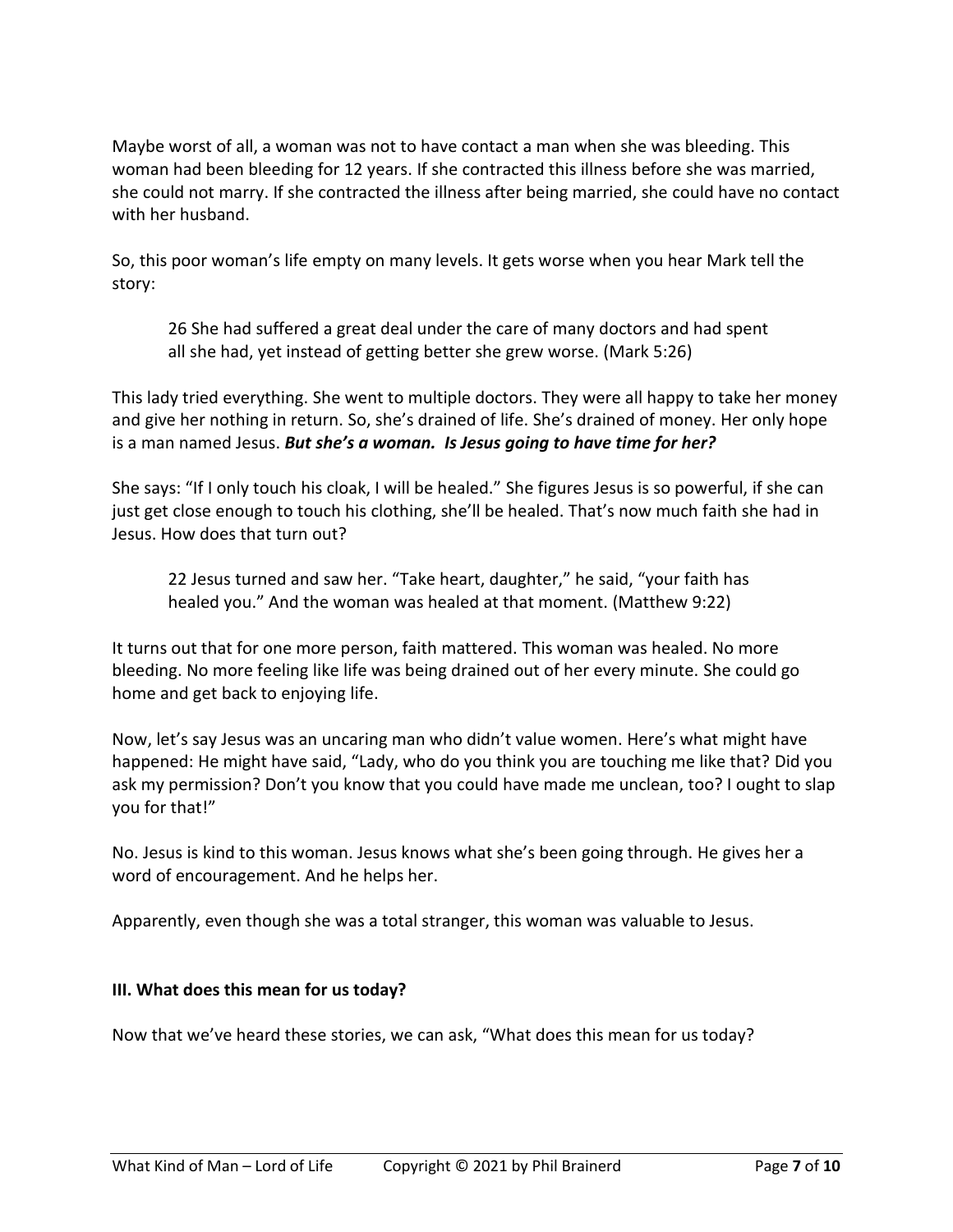Maybe worst of all, a woman was not to have contact a man when she was bleeding. This woman had been bleeding for 12 years. If she contracted this illness before she was married, she could not marry. If she contracted the illness after being married, she could have no contact with her husband.

So, this poor woman's life empty on many levels. It gets worse when you hear Mark tell the story:

> 26 She had suffered a great deal under the care of many doctors and had spent all she had, yet instead of getting better she grew worse. (Mark 5:26)

This lady tried everything. She went to multiple doctors. They were all happy to take her money and give her nothing in return. So, she's drained of life. She's drained of money. Her only hope is a man named Jesus. ***But she's a woman. Is Jesus going to have time for her?***

She says: "If I only touch his cloak, I will be healed." She figures Jesus is so powerful, if she can just get close enough to touch his clothing, she'll be healed. That's now much faith she had in Jesus. How does that turn out?

> 22 Jesus turned and saw her. "Take heart, daughter," he said, "your faith has healed you." And the woman was healed at that moment. (Matthew 9:22)

It turns out that for one more person, faith mattered. This woman was healed. No more bleeding. No more feeling like life was being drained out of her every minute. She could go home and get back to enjoying life.

Now, let's say Jesus was an uncaring man who didn't value women. Here's what might have happened: He might have said, "Lady, who do you think you are touching me like that? Did you ask my permission? Don't you know that you could have made me unclean, too? I ought to slap you for that!"

No. Jesus is kind to this woman. Jesus knows what she's been going through. He gives her a word of encouragement. And he helps her.

Apparently, even though she was a total stranger, this woman was valuable to Jesus.

**III. What does this mean for us today?**

Now that we've heard these stories, we can ask, "What does this mean for us today?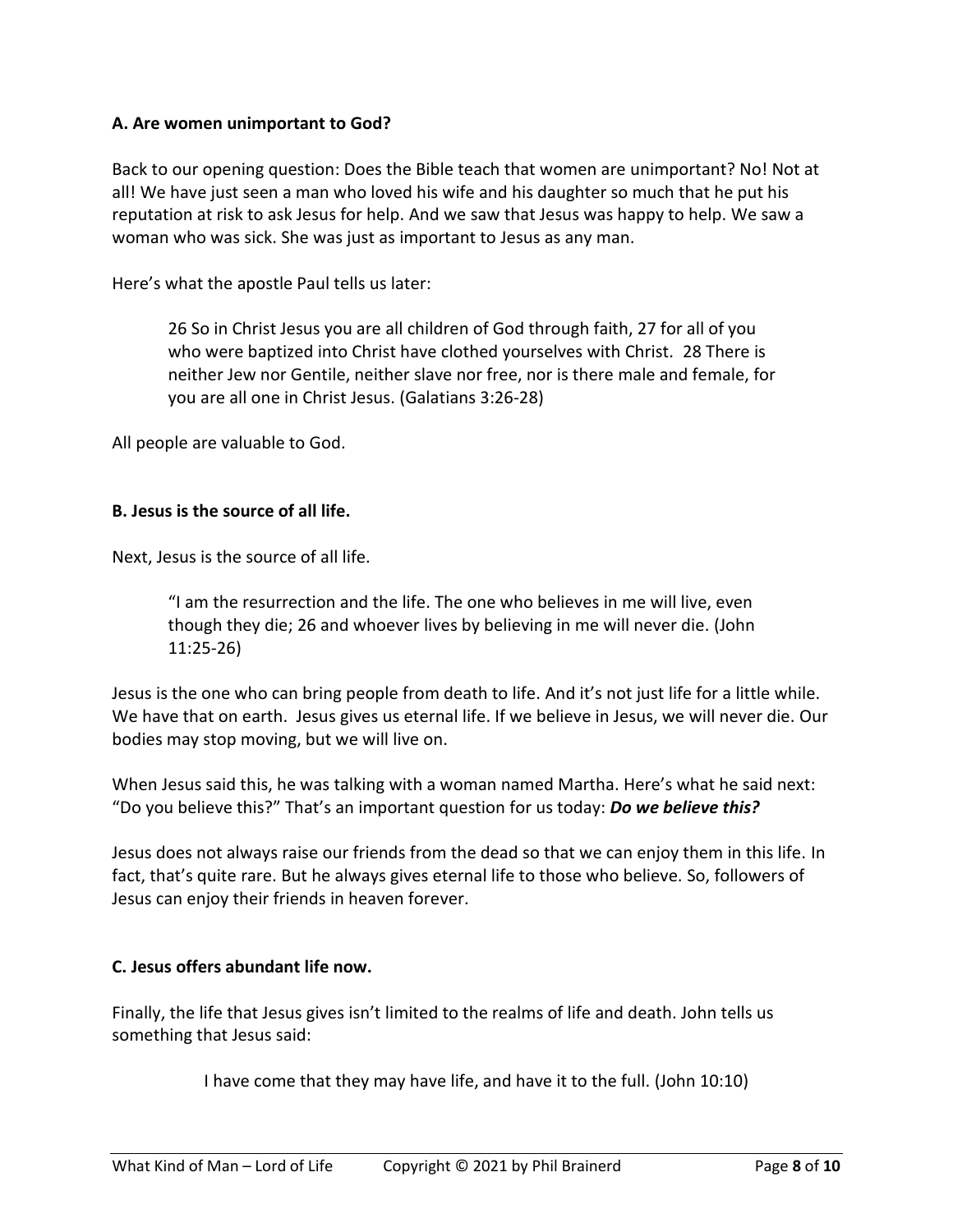**A. Are women unimportant to God?**

Back to our opening question: Does the Bible teach that women are unimportant? No! Not at all! We have just seen a man who loved his wife and his daughter so much that he put his reputation at risk to ask Jesus for help. And we saw that Jesus was happy to help. We saw a woman who was sick. She was just as important to Jesus as any man.

Here's what the apostle Paul tells us later:

> 26 So in Christ Jesus you are all children of God through faith, 27 for all of you who were baptized into Christ have clothed yourselves with Christ. 28 There is neither Jew nor Gentile, neither slave nor free, nor is there male and female, for you are all one in Christ Jesus. (Galatians 3:26-28)

All people are valuable to God.

**B. Jesus is the source of all life.**

Next, Jesus is the source of all life.

> "I am the resurrection and the life. The one who believes in me will live, even though they die; 26 and whoever lives by believing in me will never die. (John 11:25-26)

Jesus is the one who can bring people from death to life. And it's not just life for a little while. We have that on earth. Jesus gives us eternal life. If we believe in Jesus, we will never die. Our bodies may stop moving, but we will live on.

When Jesus said this, he was talking with a woman named Martha. Here's what he said next: "Do you believe this?" That's an important question for us today: ***Do we believe this?***

Jesus does not always raise our friends from the dead so that we can enjoy them in this life. In fact, that's quite rare. But he always gives eternal life to those who believe. So, followers of Jesus can enjoy their friends in heaven forever.

**C. Jesus offers abundant life now.**

Finally, the life that Jesus gives isn't limited to the realms of life and death. John tells us something that Jesus said:

> I have come that they may have life, and have it to the full. (John 10:10)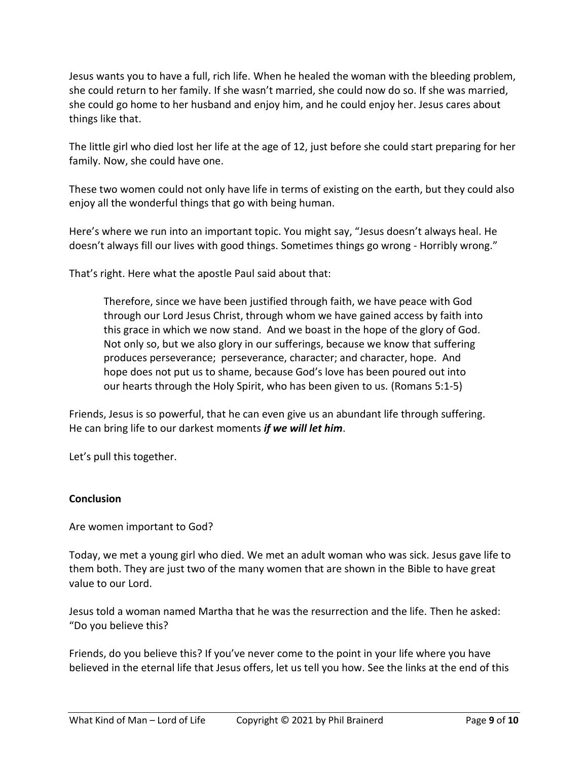Jesus wants you to have a full, rich life. When he healed the woman with the bleeding problem, she could return to her family. If she wasn't married, she could now do so. If she was married, she could go home to her husband and enjoy him, and he could enjoy her. Jesus cares about things like that.

The little girl who died lost her life at the age of 12, just before she could start preparing for her family. Now, she could have one.

These two women could not only have life in terms of existing on the earth, but they could also enjoy all the wonderful things that go with being human.

Here's where we run into an important topic. You might say, "Jesus doesn't always heal. He doesn't always fill our lives with good things. Sometimes things go wrong - Horribly wrong."

That's right. Here what the apostle Paul said about that:

> Therefore, since we have been justified through faith, we have peace with God through our Lord Jesus Christ, through whom we have gained access by faith into this grace in which we now stand. And we boast in the hope of the glory of God. Not only so, but we also glory in our sufferings, because we know that suffering produces perseverance; perseverance, character; and character, hope. And hope does not put us to shame, because God's love has been poured out into our hearts through the Holy Spirit, who has been given to us. (Romans 5:1-5)

Friends, Jesus is so powerful, that he can even give us an abundant life through suffering. He can bring life to our darkest moments ***if we will let him***.

Let's pull this together.

**Conclusion**

Are women important to God?

Today, we met a young girl who died. We met an adult woman who was sick. Jesus gave life to them both. They are just two of the many women that are shown in the Bible to have great value to our Lord.

Jesus told a woman named Martha that he was the resurrection and the life. Then he asked: "Do you believe this?

Friends, do you believe this? If you've never come to the point in your life where you have believed in the eternal life that Jesus offers, let us tell you how. See the links at the end of this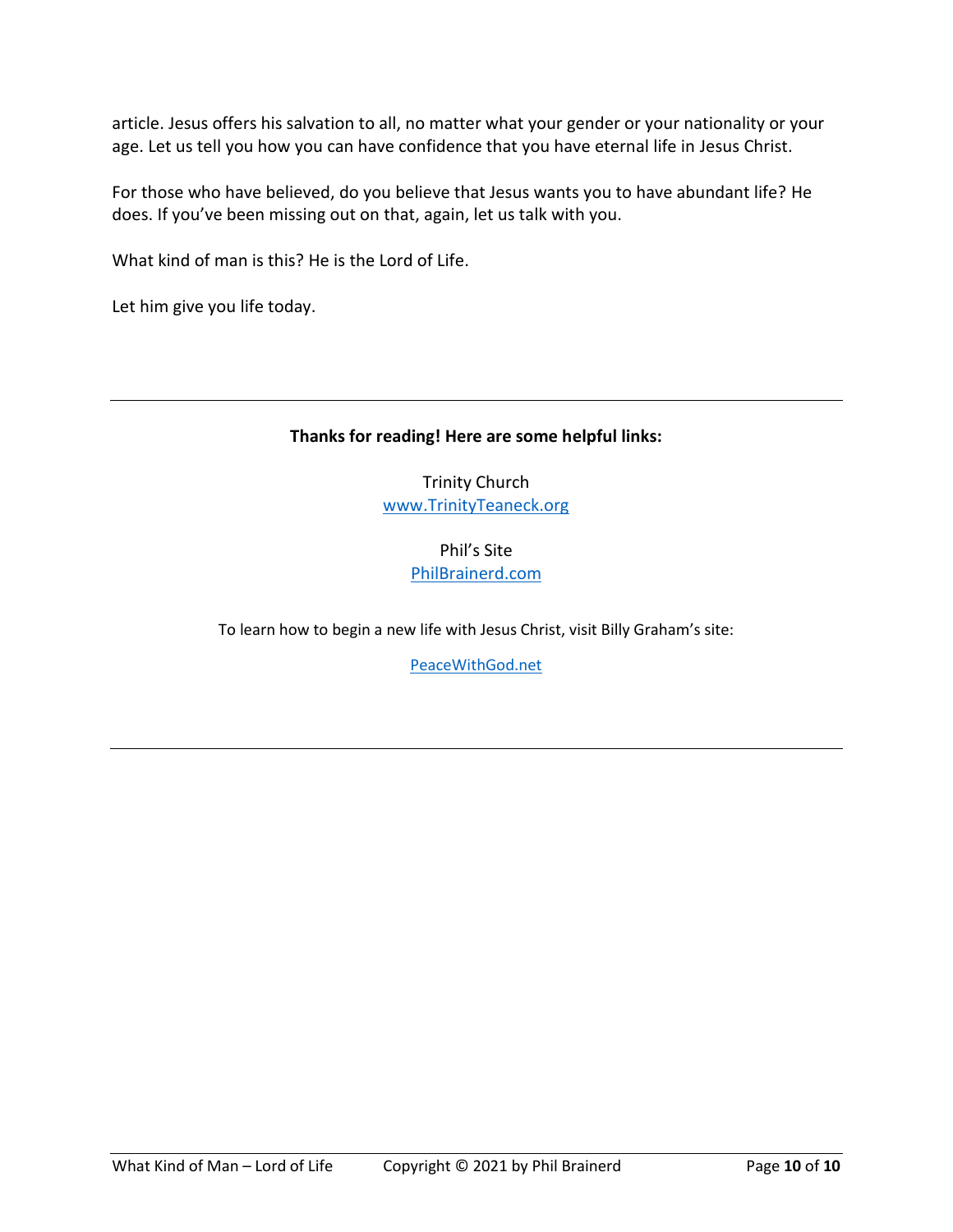article. Jesus offers his salvation to all, no matter what your gender or your nationality or your age. Let us tell you how you can have confidence that you have eternal life in Jesus Christ.

For those who have believed, do you believe that Jesus wants you to have abundant life? He does. If you've been missing out on that, again, let us talk with you.

What kind of man is this? He is the Lord of Life.

Let him give you life today.

---

**Thanks for reading! Here are some helpful links:**

Trinity Church
www.TrinityTeaneck.org

Phil's Site
PhilBrainerd.com

To learn how to begin a new life with Jesus Christ, visit Billy Graham's site:

PeaceWithGod.net

---